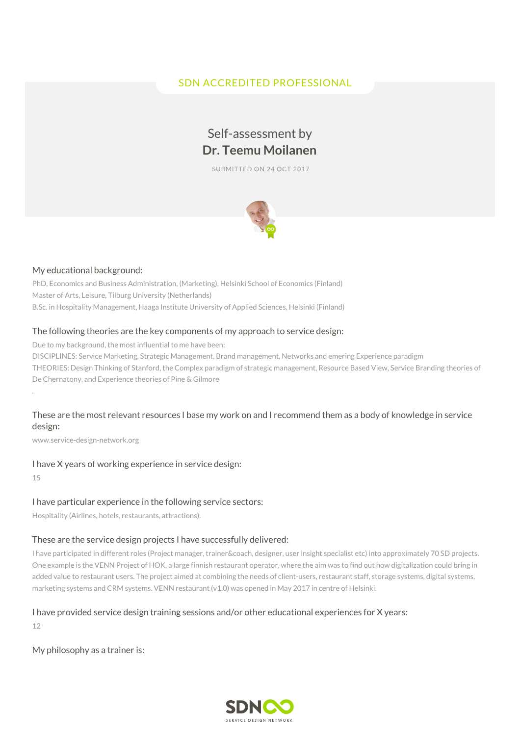SDN ACCREDITED PROFESSIONAL

# Self-assessment by **Dr. Teemu Moilanen**

SUBMITTED ON 24 OCT 2017

## My educational background:

PhD, Economics and Business Administration, (Marketing), Helsinki School of Economics (Finland)
Master of Arts, Leisure, Tilburg University (Netherlands)
B.Sc. in Hospitality Management, Haaga Institute University of Applied Sciences, Helsinki (Finland)

## The following theories are the key components of my approach to service design:

Due to my background, the most influential to me have been:
DISCIPLINES: Service Marketing, Strategic Management, Brand management, Networks and emering Experience paradigm
THEORIES: Design Thinking of Stanford, the Complex paradigm of strategic management, Resource Based View, Service Branding theories of De Chernatony, and Experience theories of Pine & Gilmore

.

## These are the most relevant resources I base my work on and I recommend them as a body of knowledge in service design:

www.service-design-network.org

## I have X years of working experience in service design:

15

## I have particular experience in the following service sectors:

Hospitality (Airlines, hotels, restaurants, attractions).

## These are the service design projects I have successfully delivered:

I have participated in different roles (Project manager, trainer&coach, designer, user insight specialist etc) into approximately 70 SD projects. One example is the VENN Project of HOK, a large finnish restaurant operator, where the aim was to find out how digitalization could bring in added value to restaurant users. The project aimed at combining the needs of client-users, restaurant staff, storage systems, digital systems, marketing systems and CRM systems. VENN restaurant (v1.0) was opened in May 2017 in centre of Helsinki.

## I have provided service design training sessions and/or other educational experiences for X years:

12

## My philosophy as a trainer is: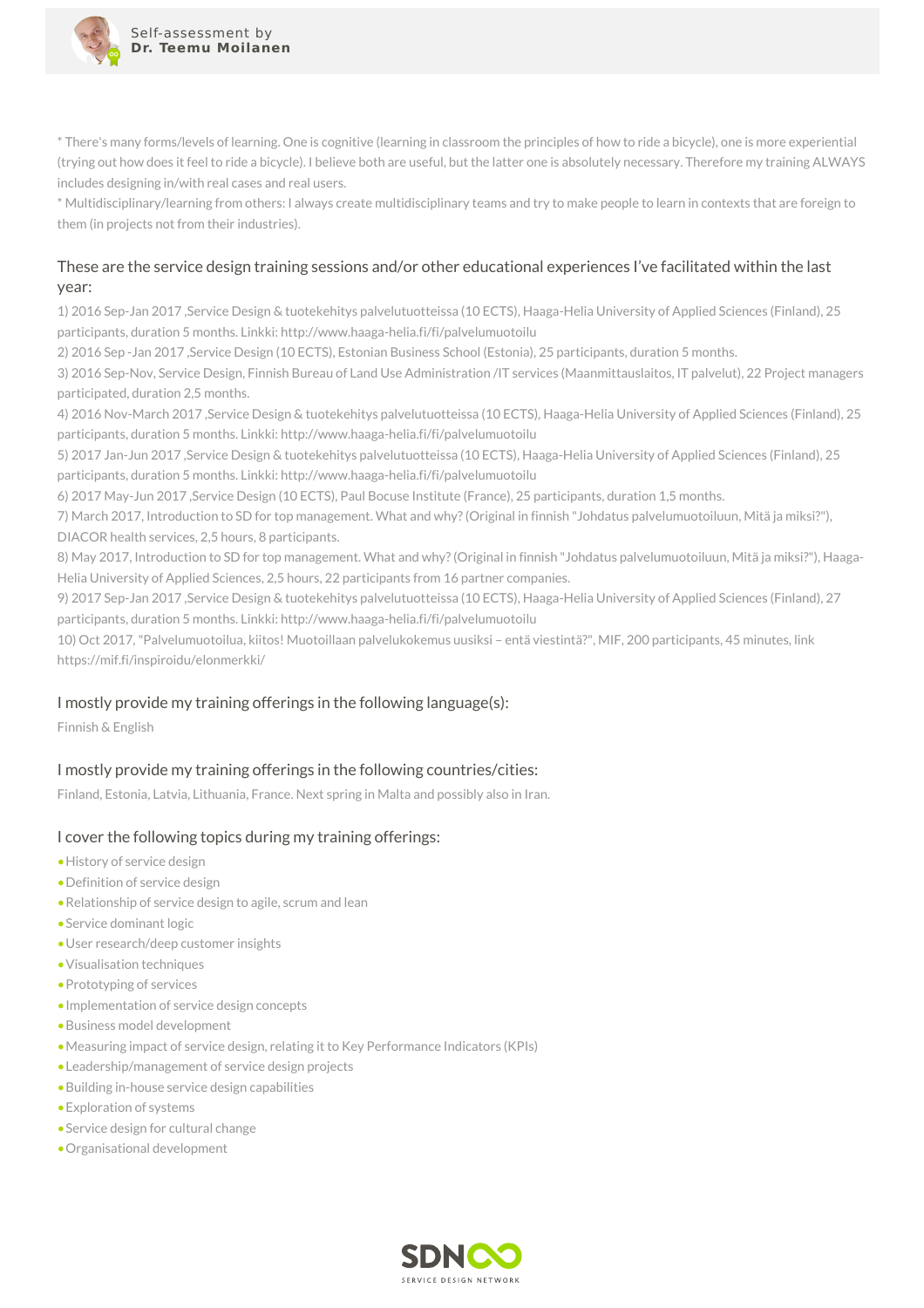* There's many forms/levels of learning. One is cognitive (learning in classroom the principles of how to ride a bicycle), one is more experiential (trying out how does it feel to ride a bicycle). I believe both are useful, but the latter one is absolutely necessary. Therefore my training ALWAYS includes designing in/with real cases and real users.

* Multidisciplinary/learning from others: I always create multidisciplinary teams and try to make people to learn in contexts that are foreign to them (in projects not from their industries).

### These are the service design training sessions and/or other educational experiences I've facilitated within the last year:

1) 2016 Sep-Jan 2017 ,Service Design & tuotekehitys palvelutuotteissa (10 ECTS), Haaga-Helia University of Applied Sciences (Finland), 25 participants, duration 5 months. Linkki: http://www.haaga-helia.fi/fi/palvelumuotoilu

2) 2016 Sep -Jan 2017 ,Service Design (10 ECTS), Estonian Business School (Estonia), 25 participants, duration 5 months.

3) 2016 Sep-Nov, Service Design, Finnish Bureau of Land Use Administration /IT services (Maanmittauslaitos, IT palvelut), 22 Project managers participated, duration 2,5 months.

4) 2016 Nov-March 2017 ,Service Design & tuotekehitys palvelutuotteissa (10 ECTS), Haaga-Helia University of Applied Sciences (Finland), 25 participants, duration 5 months. Linkki: http://www.haaga-helia.fi/fi/palvelumuotoilu

5) 2017 Jan-Jun 2017 ,Service Design & tuotekehitys palvelutuotteissa (10 ECTS), Haaga-Helia University of Applied Sciences (Finland), 25 participants, duration 5 months. Linkki: http://www.haaga-helia.fi/fi/palvelumuotoilu

6) 2017 May-Jun 2017 ,Service Design (10 ECTS), Paul Bocuse Institute (France), 25 participants, duration 1,5 months.

7) March 2017, Introduction to SD for top management. What and why? (Original in finnish "Johdatus palvelumuotoiluun, Mitä ja miksi?"), DIACOR health services, 2,5 hours, 8 participants.

8) May 2017, Introduction to SD for top management. What and why? (Original in finnish "Johdatus palvelumuotoiluun, Mitä ja miksi?"), Haaga-Helia University of Applied Sciences, 2,5 hours, 22 participants from 16 partner companies.

9) 2017 Sep-Jan 2017 ,Service Design & tuotekehitys palvelutuotteissa (10 ECTS), Haaga-Helia University of Applied Sciences (Finland), 27 participants, duration 5 months. Linkki: http://www.haaga-helia.fi/fi/palvelumuotoilu

10) Oct 2017, "Palvelumuotoilua, kiitos! Muotoillaan palvelukokemus uusiksi – entä viestintä?", MIF, 200 participants, 45 minutes, link https://mif.fi/inspiroidu/elonmerkki/

### I mostly provide my training offerings in the following language(s):

Finnish & English

### I mostly provide my training offerings in the following countries/cities:

Finland, Estonia, Latvia, Lithuania, France. Next spring in Malta and possibly also in Iran.

### I cover the following topics during my training offerings:

- History of service design
- Definition of service design
- Relationship of service design to agile, scrum and lean
- Service dominant logic
- User research/deep customer insights
- Visualisation techniques
- Prototyping of services
- Implementation of service design concepts
- Business model development
- Measuring impact of service design, relating it to Key Performance Indicators (KPIs)
- Leadership/management of service design projects
- Building in-house service design capabilities
- Exploration of systems
- Service design for cultural change
- Organisational development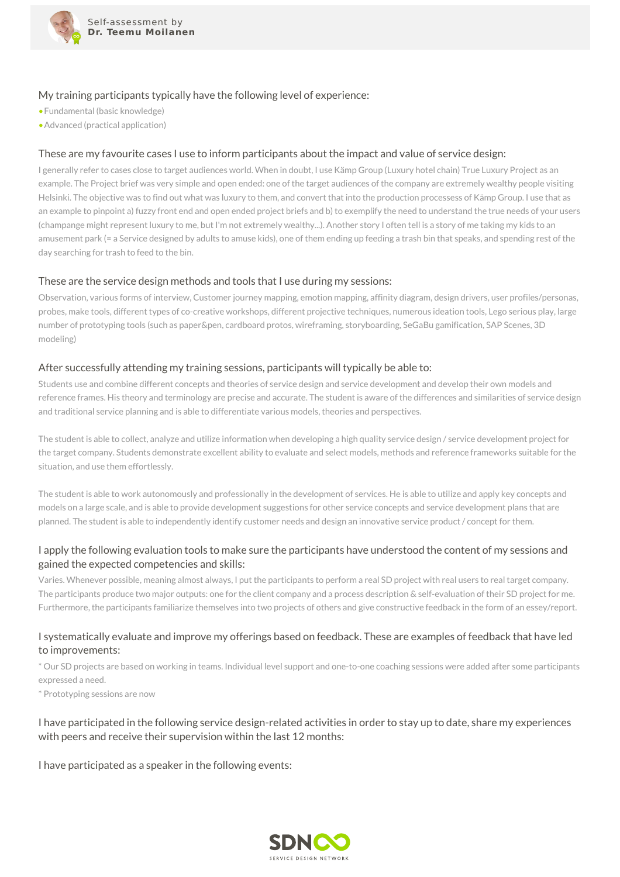My training participants typically have the following level of experience:

- Fundamental (basic knowledge)
- Advanced (practical application)

## These are my favourite cases I use to inform participants about the impact and value of service design:

I generally refer to cases close to target audiences world. When in doubt, I use Kämp Group (Luxury hotel chain) True Luxury Project as an example. The Project brief was very simple and open ended: one of the target audiences of the company are extremely wealthy people visiting Helsinki. The objective was to find out what was luxury to them, and convert that into the production processess of Kämp Group. I use that as an example to pinpoint a) fuzzy front end and open ended project briefs and b) to exemplify the need to understand the true needs of your users (champange might represent luxury to me, but I'm not extremely wealthy...). Another story I often tell is a story of me taking my kids to an amusement park (= a Service designed by adults to amuse kids), one of them ending up feeding a trash bin that speaks, and spending rest of the day searching for trash to feed to the bin.

## These are the service design methods and tools that I use during my sessions:

Observation, various forms of interview, Customer journey mapping, emotion mapping, affinity diagram, design drivers, user profiles/personas, probes, make tools, different types of co-creative workshops, different projective techniques, numerous ideation tools, Lego serious play, large number of prototyping tools (such as paper&pen, cardboard protos, wireframing, storyboarding, SeGaBu gamification, SAP Scenes, 3D modeling)

## After successfully attending my training sessions, participants will typically be able to:

Students use and combine different concepts and theories of service design and service development and develop their own models and reference frames. His theory and terminology are precise and accurate. The student is aware of the differences and similarities of service design and traditional service planning and is able to differentiate various models, theories and perspectives.

The student is able to collect, analyze and utilize information when developing a high quality service design / service development project for the target company. Students demonstrate excellent ability to evaluate and select models, methods and reference frameworks suitable for the situation, and use them effortlessly.

The student is able to work autonomously and professionally in the development of services. He is able to utilize and apply key concepts and models on a large scale, and is able to provide development suggestions for other service concepts and service development plans that are planned. The student is able to independently identify customer needs and design an innovative service product / concept for them.

## I apply the following evaluation tools to make sure the participants have understood the content of my sessions and gained the expected competencies and skills:

Varies. Whenever possible, meaning almost always, I put the participants to perform a real SD project with real users to real target company. The participants produce two major outputs: one for the client company and a process description & self-evaluation of their SD project for me. Furthermore, the participants familiarize themselves into two projects of others and give constructive feedback in the form of an essey/report.

## I systematically evaluate and improve my offerings based on feedback. These are examples of feedback that have led to improvements:

* Our SD projects are based on working in teams. Individual level support and one-to-one coaching sessions were added after some participants expressed a need.
* Prototyping sessions are now

## I have participated in the following service design-related activities in order to stay up to date, share my experiences with peers and receive their supervision within the last 12 months:

## I have participated as a speaker in the following events: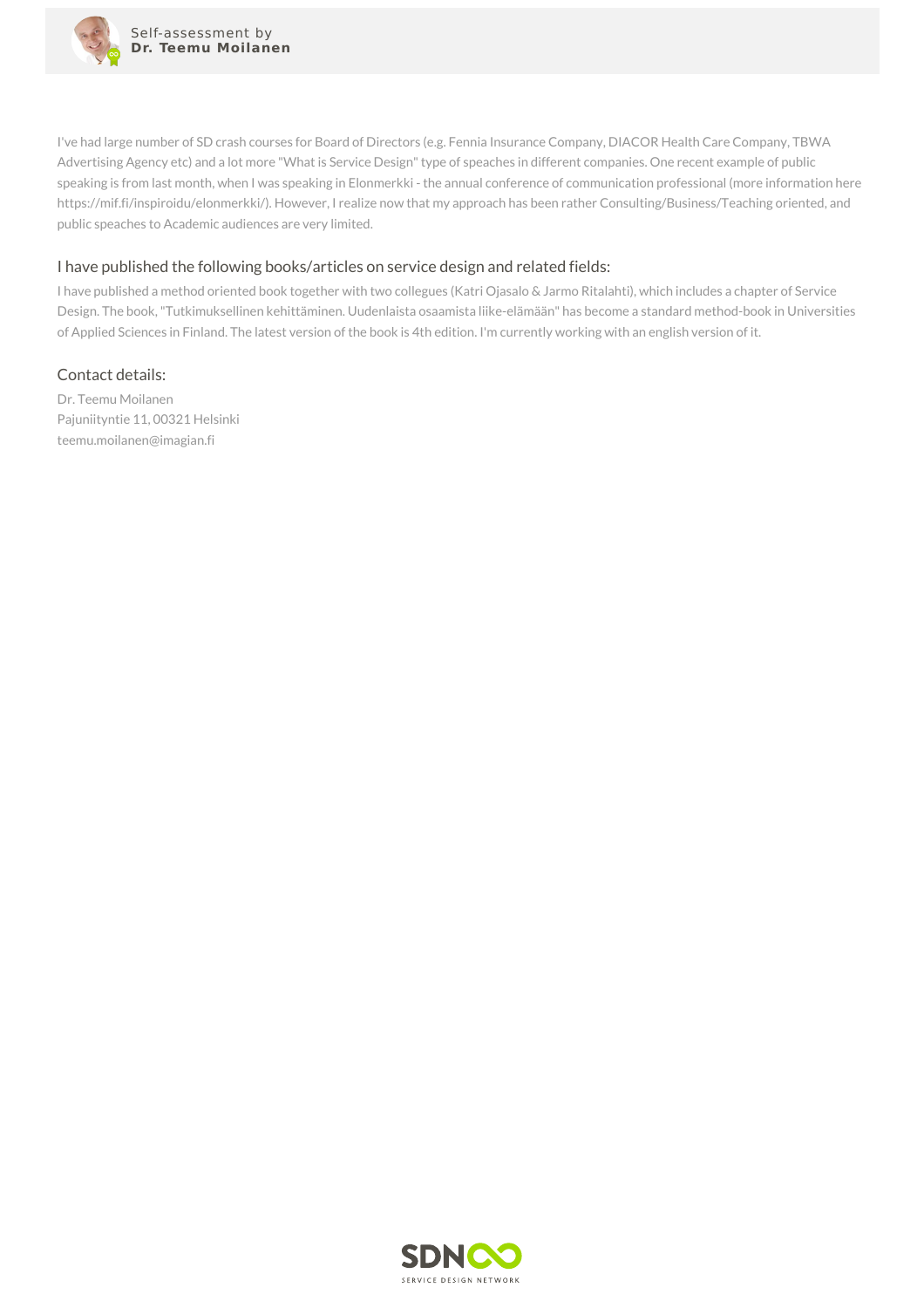I've had large number of SD crash courses for Board of Directors (e.g. Fennia Insurance Company, DIACOR Health Care Company, TBWA Advertising Agency etc) and a lot more "What is Service Design" type of speaches in different companies. One recent example of public speaking is from last month, when I was speaking in Elonmerkki - the annual conference of communication professional (more information here https://mif.fi/inspiroidu/elonmerkki/). However, I realize now that my approach has been rather Consulting/Business/Teaching oriented, and public speaches to Academic audiences are very limited.

### I have published the following books/articles on service design and related fields:

I have published a method oriented book together with two collegues (Katri Ojasalo & Jarmo Ritalahti), which includes a chapter of Service Design. The book, "Tutkimuksellinen kehittäminen. Uudenlaista osaamista liike-elämään" has become a standard method-book in Universities of Applied Sciences in Finland. The latest version of the book is 4th edition. I'm currently working with an english version of it.

### Contact details:

Dr. Teemu Moilanen
Pajuniityntie 11, 00321 Helsinki
teemu.moilanen@imagian.fi